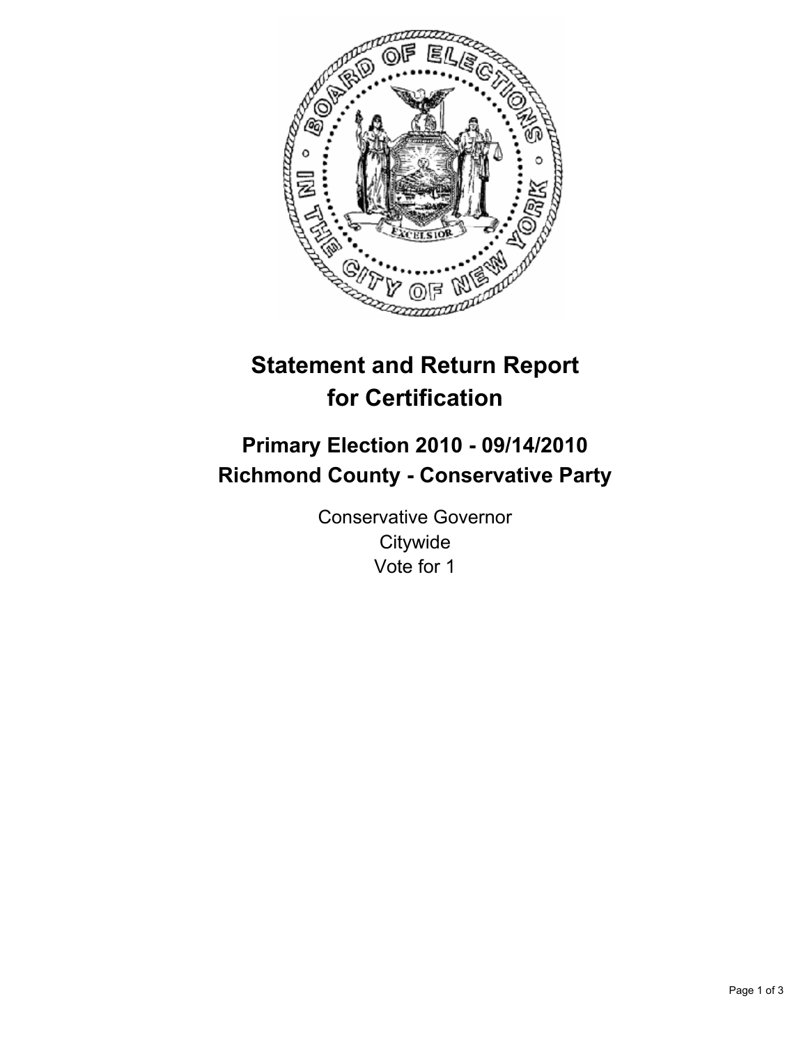# Statement and Return Report for Certification

## Primary Election 2010 - 09/14/2010
## Richmond County - Conservative Party

Conservative Governor
Citywide
Vote for 1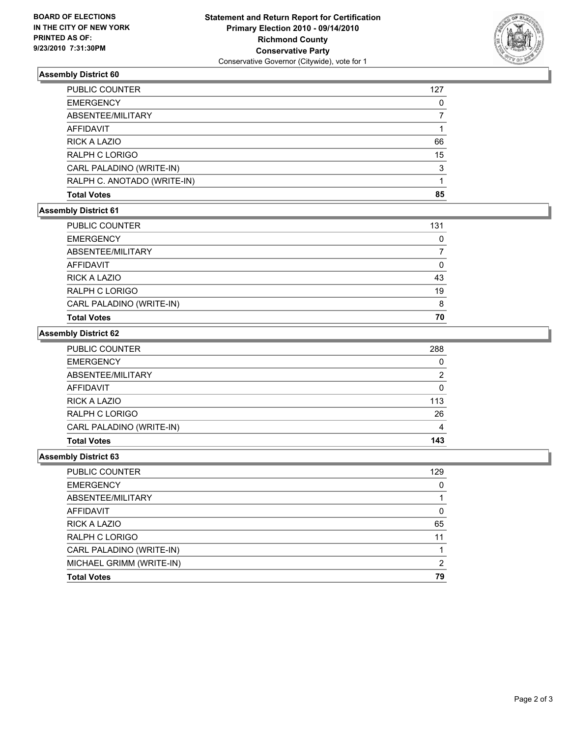**BOARD OF ELECTIONS IN THE CITY OF NEW YORK PRINTED AS OF: 9/23/2010 7:31:30PM**

**Statement and Return Report for Certification**
**Primary Election 2010 - 09/14/2010**
**Richmond County**
**Conservative Party**
Conservative Governor (Citywide), vote for 1

## Assembly District 60

| | |
|---|---|
| PUBLIC COUNTER | 127 |
| EMERGENCY | 0 |
| ABSENTEE/MILITARY | 7 |
| AFFIDAVIT | 1 |
| RICK A LAZIO | 66 |
| RALPH C LORIGO | 15 |
| CARL PALADINO (WRITE-IN) | 3 |
| RALPH C. ANOTADO (WRITE-IN) | 1 |
| **Total Votes** | **85** |

## Assembly District 61

| | |
|---|---|
| PUBLIC COUNTER | 131 |
| EMERGENCY | 0 |
| ABSENTEE/MILITARY | 7 |
| AFFIDAVIT | 0 |
| RICK A LAZIO | 43 |
| RALPH C LORIGO | 19 |
| CARL PALADINO (WRITE-IN) | 8 |
| **Total Votes** | **70** |

## Assembly District 62

| | |
|---|---|
| PUBLIC COUNTER | 288 |
| EMERGENCY | 0 |
| ABSENTEE/MILITARY | 2 |
| AFFIDAVIT | 0 |
| RICK A LAZIO | 113 |
| RALPH C LORIGO | 26 |
| CARL PALADINO (WRITE-IN) | 4 |
| **Total Votes** | **143** |

## Assembly District 63

| | |
|---|---|
| PUBLIC COUNTER | 129 |
| EMERGENCY | 0 |
| ABSENTEE/MILITARY | 1 |
| AFFIDAVIT | 0 |
| RICK A LAZIO | 65 |
| RALPH C LORIGO | 11 |
| CARL PALADINO (WRITE-IN) | 1 |
| MICHAEL GRIMM (WRITE-IN) | 2 |
| **Total Votes** | **79** |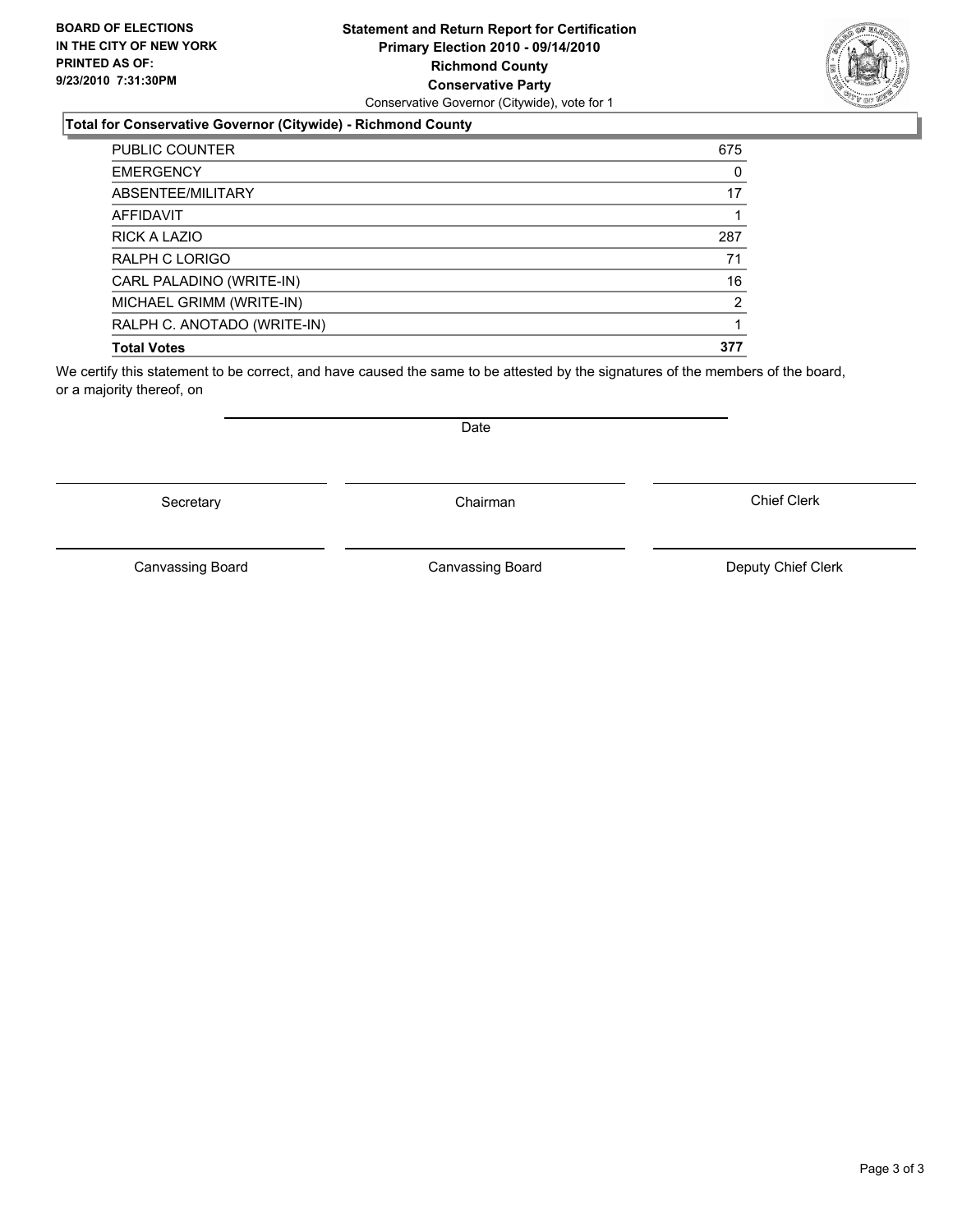**BOARD OF ELECTIONS IN THE CITY OF NEW YORK PRINTED AS OF: 9/23/2010 7:31:30PM**

**Statement and Return Report for Certification**
**Primary Election 2010 - 09/14/2010**
**Richmond County**
**Conservative Party**
Conservative Governor (Citywide), vote for 1

**Total for Conservative Governor (Citywide) - Richmond County**

| | |
|---|---|
| PUBLIC COUNTER | 675 |
| EMERGENCY | 0 |
| ABSENTEE/MILITARY | 17 |
| AFFIDAVIT | 1 |
| RICK A LAZIO | 287 |
| RALPH C LORIGO | 71 |
| CARL PALADINO (WRITE-IN) | 16 |
| MICHAEL GRIMM (WRITE-IN) | 2 |
| RALPH C. ANOTADO (WRITE-IN) | 1 |
| **Total Votes** | **377** |

We certify this statement to be correct, and have caused the same to be attested by the signatures of the members of the board, or a majority thereof, on

Date

Secretary | Chairman | Chief Clerk

Canvassing Board | Canvassing Board | Deputy Chief Clerk